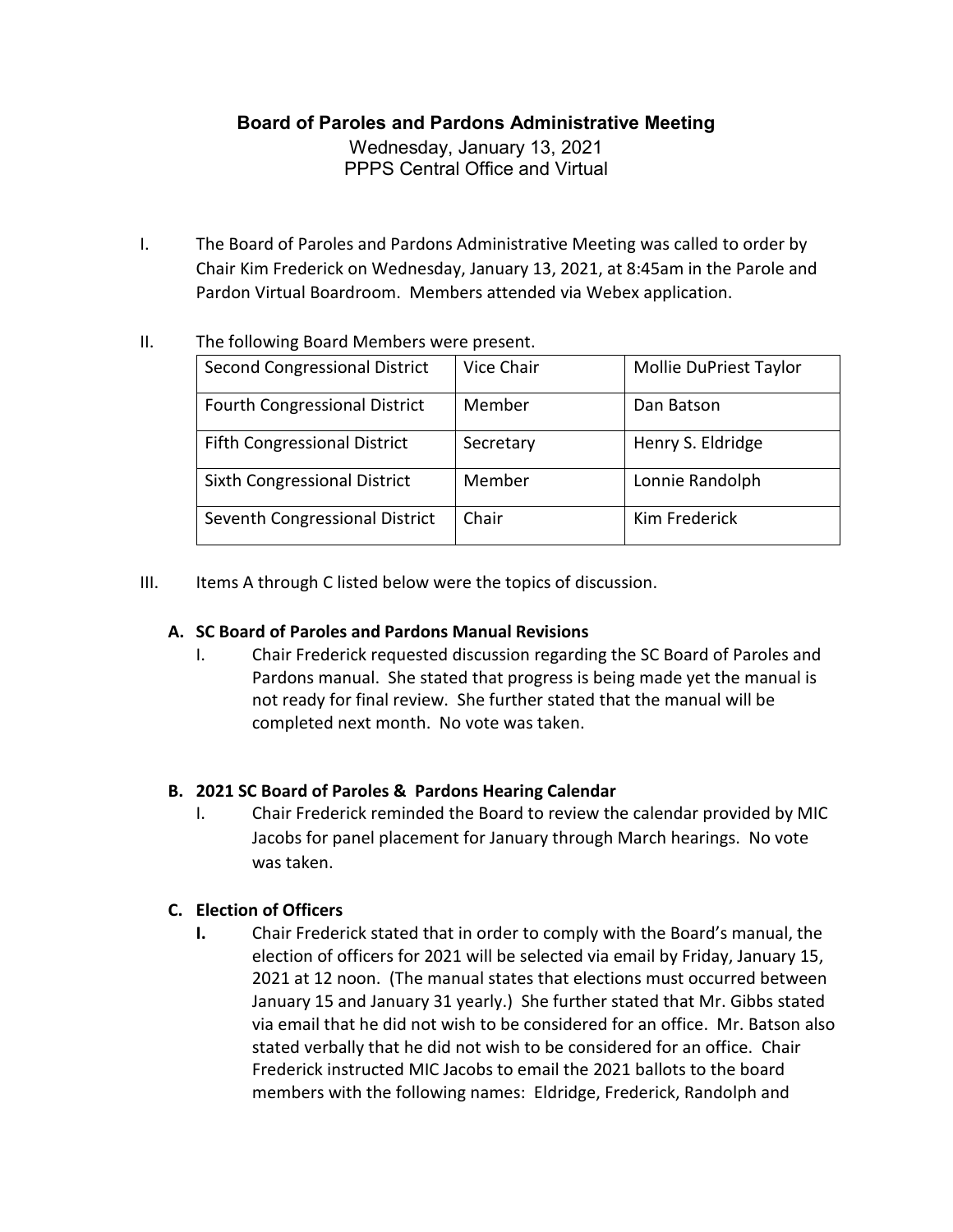# Board of Paroles and Pardons Administrative Meeting

Wednesday, January 13, 2021
PPPS Central Office and Virtual

I. The Board of Paroles and Pardons Administrative Meeting was called to order by Chair Kim Frederick on Wednesday, January 13, 2021, at 8:45am in the Parole and Pardon Virtual Boardroom. Members attended via Webex application.

II. The following Board Members were present.

| | | |
|---|---|---|
| Second Congressional District | Vice Chair | Mollie DuPriest Taylor |
| Fourth Congressional District | Member | Dan Batson |
| Fifth Congressional District | Secretary | Henry S. Eldridge |
| Sixth Congressional District | Member | Lonnie Randolph |
| Seventh Congressional District | Chair | Kim Frederick |

III. Items A through C listed below were the topics of discussion.

**A. SC Board of Paroles and Pardons Manual Revisions**

I. Chair Frederick requested discussion regarding the SC Board of Paroles and Pardons manual. She stated that progress is being made yet the manual is not ready for final review. She further stated that the manual will be completed next month. No vote was taken.

**B. 2021 SC Board of Paroles & Pardons Hearing Calendar**

I. Chair Frederick reminded the Board to review the calendar provided by MIC Jacobs for panel placement for January through March hearings. No vote was taken.

**C. Election of Officers**

**I.** Chair Frederick stated that in order to comply with the Board's manual, the election of officers for 2021 will be selected via email by Friday, January 15, 2021 at 12 noon. (The manual states that elections must occurred between January 15 and January 31 yearly.) She further stated that Mr. Gibbs stated via email that he did not wish to be considered for an office. Mr. Batson also stated verbally that he did not wish to be considered for an office. Chair Frederick instructed MIC Jacobs to email the 2021 ballots to the board members with the following names: Eldridge, Frederick, Randolph and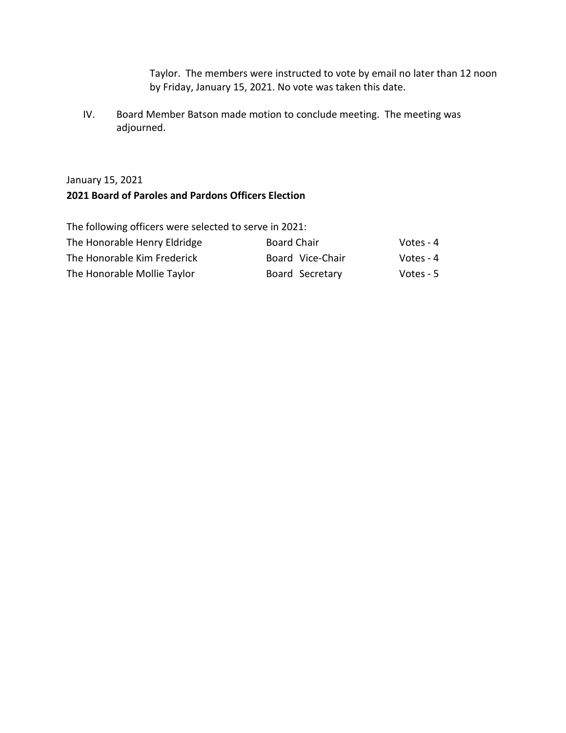Taylor. The members were instructed to vote by email no later than 12 noon by Friday, January 15, 2021. No vote was taken this date.

IV. Board Member Batson made motion to conclude meeting. The meeting was adjourned.

January 15, 2021

**2021 Board of Paroles and Pardons Officers Election**

The following officers were selected to serve in 2021:

| | | |
|---|---|---|
| The Honorable Henry Eldridge | Board Chair | Votes - 4 |
| The Honorable Kim Frederick | Board Vice-Chair | Votes - 4 |
| The Honorable Mollie Taylor | Board Secretary | Votes - 5 |